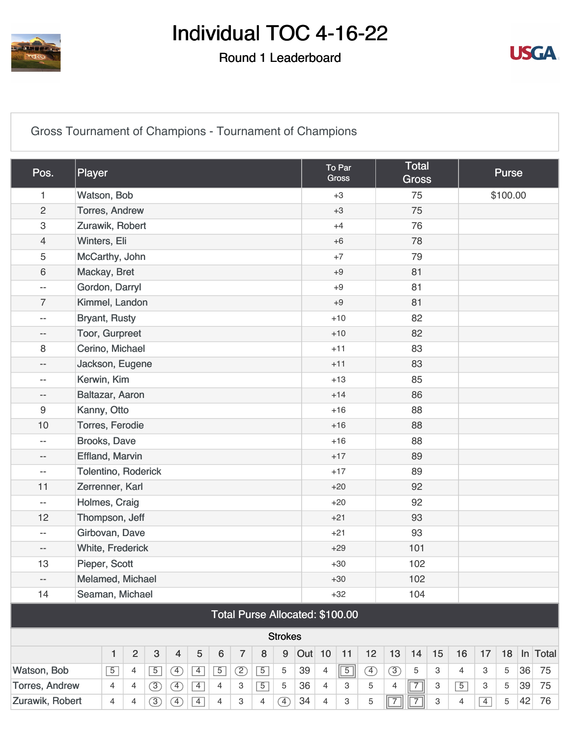# Individual TOC 4-16-22

## Round 1 Leaderboard

### Gross Tournament of Champions - Tournament of Champions

| Pos. | Player | To Par Gross | Total Gross | Purse |
|---|---|---|---|---|
| 1 | Watson, Bob | +3 | 75 | $100.00 |
| 2 | Torres, Andrew | +3 | 75 | |
| 3 | Zurawik, Robert | +4 | 76 | |
| 4 | Winters, Eli | +6 | 78 | |
| 5 | McCarthy, John | +7 | 79 | |
| 6 | Mackay, Bret | +9 | 81 | |
| -- | Gordon, Darryl | +9 | 81 | |
| 7 | Kimmel, Landon | +9 | 81 | |
| -- | Bryant, Rusty | +10 | 82 | |
| -- | Toor, Gurpreet | +10 | 82 | |
| 8 | Cerino, Michael | +11 | 83 | |
| -- | Jackson, Eugene | +11 | 83 | |
| -- | Kerwin, Kim | +13 | 85 | |
| -- | Baltazar, Aaron | +14 | 86 | |
| 9 | Kanny, Otto | +16 | 88 | |
| 10 | Torres, Ferodie | +16 | 88 | |
| -- | Brooks, Dave | +16 | 88 | |
| -- | Effland, Marvin | +17 | 89 | |
| -- | Tolentino, Roderick | +17 | 89 | |
| 11 | Zerrenner, Karl | +20 | 92 | |
| -- | Holmes, Craig | +20 | 92 | |
| 12 | Thompson, Jeff | +21 | 93 | |
| -- | Girbovan, Dave | +21 | 93 | |
| -- | White, Frederick | +29 | 101 | |
| 13 | Pieper, Scott | +30 | 102 | |
| -- | Melamed, Michael | +30 | 102 | |
| 14 | Seaman, Michael | +32 | 104 | |

**Total Purse Allocated: $100.00**

**Strokes**

| | 1 | 2 | 3 | 4 | 5 | 6 | 7 | 8 | 9 | Out | 10 | 11 | 12 | 13 | 14 | 15 | 16 | 17 | 18 | In | Total |
|---|---|---|---|---|---|---|---|---|---|---|---|---|---|---|---|---|---|---|---|---|---|
| Watson, Bob | 5 | 4 | 5 | 4 | 4 | 5 | 2 | 5 | 5 | 39 | 4 | 5 | 4 | 3 | 5 | 3 | 4 | 3 | 5 | 36 | 75 |
| Torres, Andrew | 4 | 4 | 3 | 4 | 4 | 4 | 3 | 5 | 5 | 36 | 4 | 3 | 5 | 4 | 7 | 3 | 5 | 3 | 5 | 39 | 75 |
| Zurawik, Robert | 4 | 4 | 3 | 4 | 4 | 4 | 3 | 4 | 4 | 34 | 4 | 3 | 5 | 7 | 7 | 3 | 4 | 4 | 5 | 42 | 76 |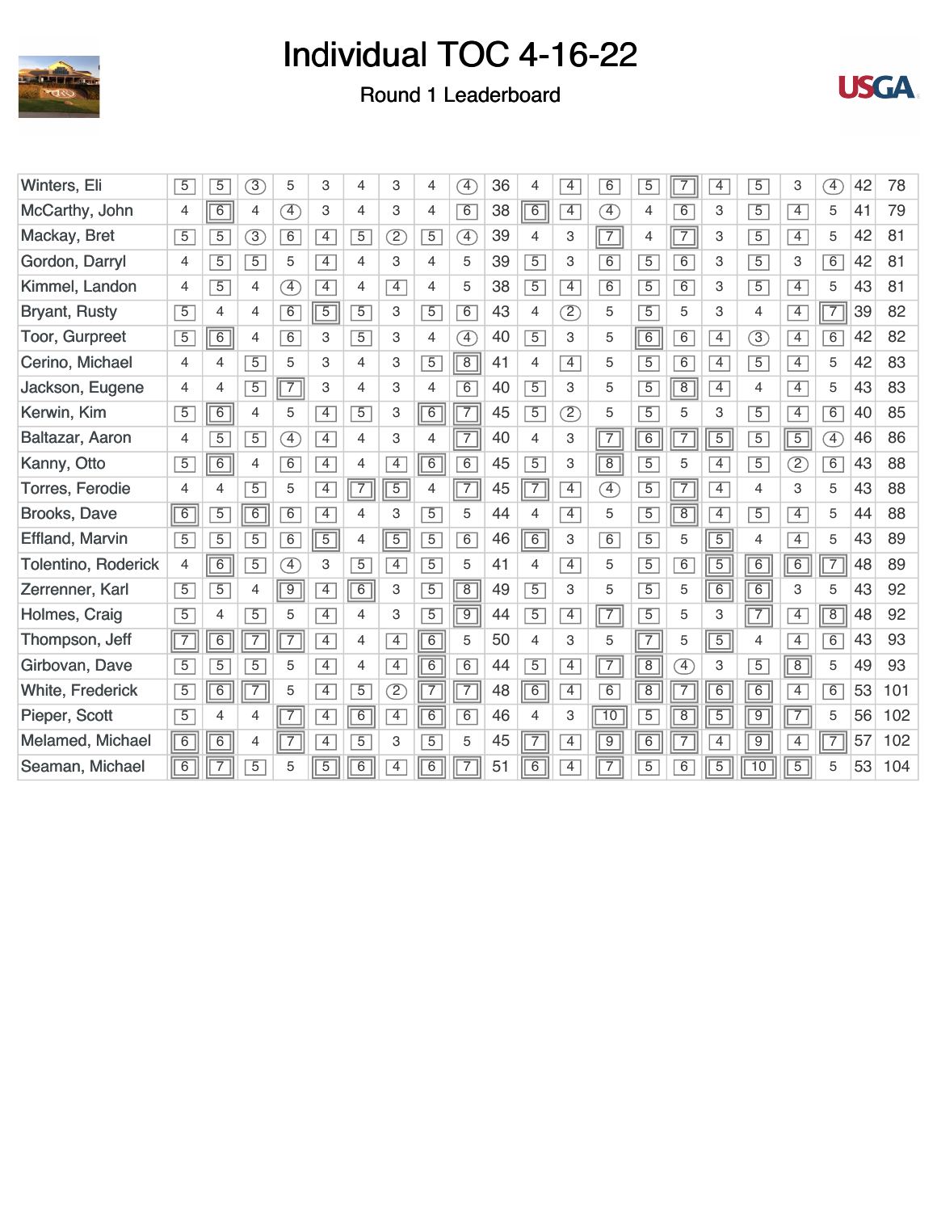# Individual TOC 4-16-22

## Round 1 Leaderboard

| Player | 1 | 2 | 3 | 4 | 5 | 6 | 7 | 8 | 9 | Out | 10 | 11 | 12 | 13 | 14 | 15 | 16 | 17 | 18 | In | Total |
|---|---|---|---|---|---|---|---|---|---|---|---|---|---|---|---|---|---|---|---|---|---|
| Winters, Eli | 5 | 5 | 3 | 5 | 3 | 4 | 3 | 4 | 4 | 36 | 4 | 4 | 6 | 5 | 7 | 4 | 5 | 3 | 4 | 42 | 78 |
| McCarthy, John | 4 | 6 | 4 | 4 | 3 | 4 | 3 | 4 | 6 | 38 | 6 | 4 | 4 | 4 | 6 | 3 | 5 | 4 | 5 | 41 | 79 |
| Mackay, Bret | 5 | 5 | 3 | 6 | 4 | 5 | 2 | 5 | 4 | 39 | 4 | 3 | 7 | 4 | 7 | 3 | 5 | 4 | 5 | 42 | 81 |
| Gordon, Darryl | 4 | 5 | 5 | 5 | 4 | 4 | 3 | 4 | 5 | 39 | 5 | 3 | 6 | 5 | 6 | 3 | 5 | 3 | 6 | 42 | 81 |
| Kimmel, Landon | 4 | 5 | 4 | 4 | 4 | 4 | 4 | 4 | 5 | 38 | 5 | 4 | 6 | 5 | 6 | 3 | 5 | 4 | 5 | 43 | 81 |
| Bryant, Rusty | 5 | 4 | 4 | 6 | 5 | 5 | 3 | 5 | 6 | 43 | 4 | 2 | 5 | 5 | 5 | 3 | 4 | 4 | 7 | 39 | 82 |
| Toor, Gurpreet | 5 | 6 | 4 | 6 | 3 | 5 | 3 | 4 | 4 | 40 | 5 | 3 | 5 | 6 | 6 | 4 | 3 | 4 | 6 | 42 | 82 |
| Cerino, Michael | 4 | 4 | 5 | 5 | 3 | 4 | 3 | 5 | 8 | 41 | 4 | 4 | 5 | 5 | 6 | 4 | 5 | 4 | 5 | 42 | 83 |
| Jackson, Eugene | 4 | 4 | 5 | 7 | 3 | 4 | 3 | 4 | 6 | 40 | 5 | 3 | 5 | 5 | 8 | 4 | 4 | 4 | 5 | 43 | 83 |
| Kerwin, Kim | 5 | 6 | 4 | 5 | 4 | 5 | 3 | 6 | 7 | 45 | 5 | 2 | 5 | 5 | 5 | 3 | 5 | 4 | 6 | 40 | 85 |
| Baltazar, Aaron | 4 | 5 | 5 | 4 | 4 | 4 | 3 | 4 | 7 | 40 | 4 | 3 | 7 | 6 | 7 | 5 | 5 | 5 | 4 | 46 | 86 |
| Kanny, Otto | 5 | 6 | 4 | 6 | 4 | 4 | 4 | 6 | 6 | 45 | 5 | 3 | 8 | 5 | 5 | 4 | 5 | 2 | 6 | 43 | 88 |
| Torres, Ferodie | 4 | 4 | 5 | 5 | 4 | 7 | 5 | 4 | 7 | 45 | 7 | 4 | 4 | 5 | 7 | 4 | 4 | 3 | 5 | 43 | 88 |
| Brooks, Dave | 6 | 5 | 6 | 6 | 4 | 4 | 3 | 5 | 5 | 44 | 4 | 4 | 5 | 5 | 8 | 4 | 5 | 4 | 5 | 44 | 88 |
| Effland, Marvin | 5 | 5 | 5 | 6 | 5 | 4 | 5 | 5 | 6 | 46 | 6 | 3 | 6 | 5 | 5 | 5 | 4 | 4 | 5 | 43 | 89 |
| Tolentino, Roderick | 4 | 6 | 5 | 4 | 3 | 5 | 4 | 5 | 5 | 41 | 4 | 4 | 5 | 5 | 6 | 5 | 6 | 6 | 7 | 48 | 89 |
| Zerrenner, Karl | 5 | 5 | 4 | 9 | 4 | 6 | 3 | 5 | 8 | 49 | 5 | 3 | 5 | 5 | 5 | 6 | 6 | 3 | 5 | 43 | 92 |
| Holmes, Craig | 5 | 4 | 5 | 5 | 4 | 4 | 3 | 5 | 9 | 44 | 5 | 4 | 7 | 5 | 5 | 3 | 7 | 4 | 8 | 48 | 92 |
| Thompson, Jeff | 7 | 6 | 7 | 7 | 4 | 4 | 4 | 6 | 5 | 50 | 4 | 3 | 5 | 7 | 5 | 5 | 4 | 4 | 6 | 43 | 93 |
| Girbovan, Dave | 5 | 5 | 5 | 5 | 4 | 4 | 4 | 6 | 6 | 44 | 5 | 4 | 7 | 8 | 4 | 3 | 5 | 8 | 5 | 49 | 93 |
| White, Frederick | 5 | 6 | 7 | 5 | 4 | 5 | 2 | 7 | 7 | 48 | 6 | 4 | 6 | 8 | 7 | 6 | 6 | 4 | 6 | 53 | 101 |
| Pieper, Scott | 5 | 4 | 4 | 7 | 4 | 6 | 4 | 6 | 6 | 46 | 4 | 3 | 10 | 5 | 8 | 5 | 9 | 7 | 5 | 56 | 102 |
| Melamed, Michael | 6 | 6 | 4 | 7 | 4 | 5 | 3 | 5 | 5 | 45 | 7 | 4 | 9 | 6 | 7 | 4 | 9 | 4 | 7 | 57 | 102 |
| Seaman, Michael | 6 | 7 | 5 | 5 | 5 | 6 | 4 | 6 | 7 | 51 | 6 | 4 | 7 | 5 | 6 | 5 | 10 | 5 | 5 | 53 | 104 |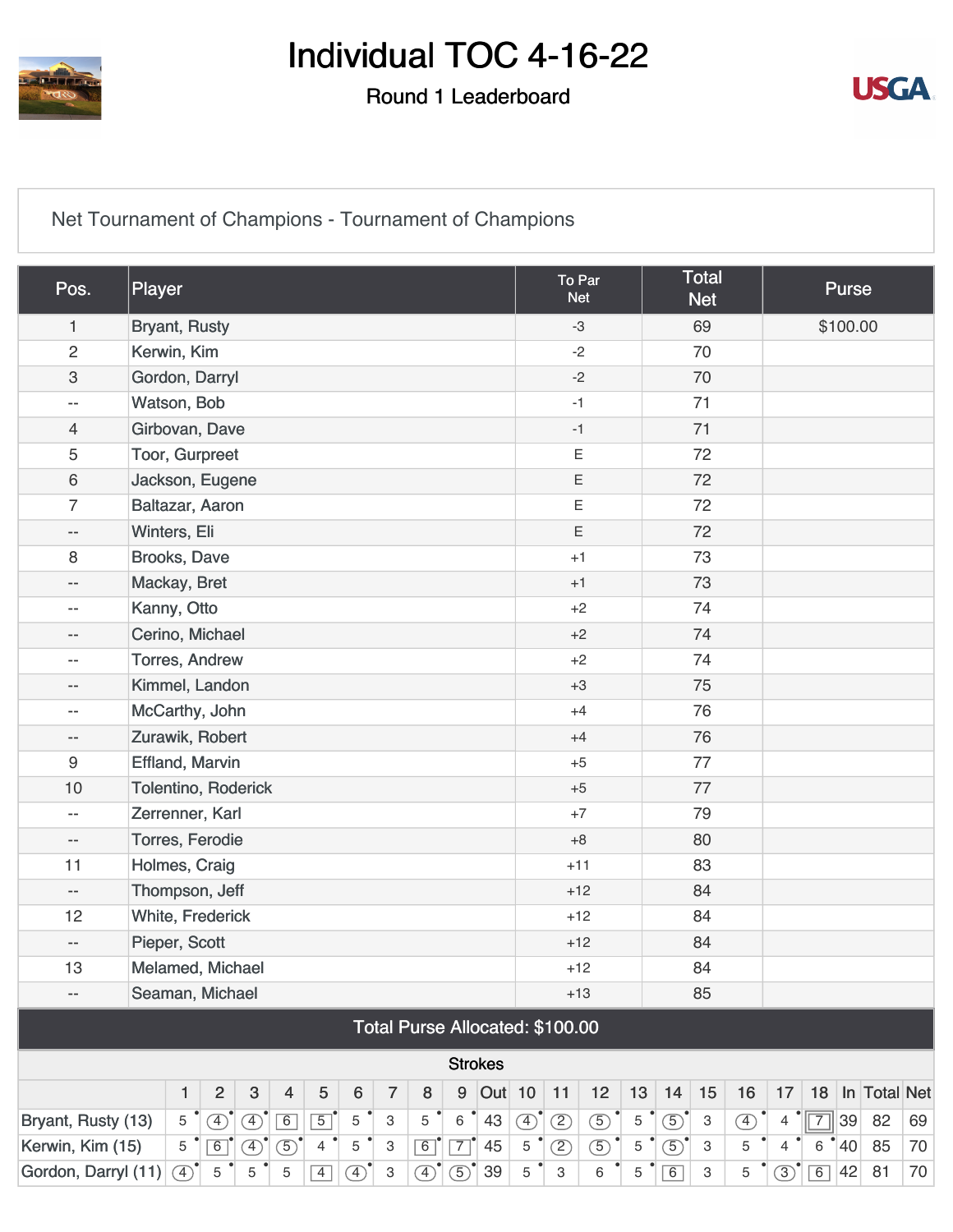# Individual TOC 4-16-22

## Round 1 Leaderboard

### Net Tournament of Champions - Tournament of Champions

| Pos. | Player | To Par Net | Total Net | Purse |
|---|---|---|---|---|
| 1 | Bryant, Rusty | -3 | 69 | $100.00 |
| 2 | Kerwin, Kim | -2 | 70 | |
| 3 | Gordon, Darryl | -2 | 70 | |
| -- | Watson, Bob | -1 | 71 | |
| 4 | Girbovan, Dave | -1 | 71 | |
| 5 | Toor, Gurpreet | E | 72 | |
| 6 | Jackson, Eugene | E | 72 | |
| 7 | Baltazar, Aaron | E | 72 | |
| -- | Winters, Eli | E | 72 | |
| 8 | Brooks, Dave | +1 | 73 | |
| -- | Mackay, Bret | +1 | 73 | |
| -- | Kanny, Otto | +2 | 74 | |
| -- | Cerino, Michael | +2 | 74 | |
| -- | Torres, Andrew | +2 | 74 | |
| -- | Kimmel, Landon | +3 | 75 | |
| -- | McCarthy, John | +4 | 76 | |
| -- | Zurawik, Robert | +4 | 76 | |
| 9 | Effland, Marvin | +5 | 77 | |
| 10 | Tolentino, Roderick | +5 | 77 | |
| -- | Zerrenner, Karl | +7 | 79 | |
| -- | Torres, Ferodie | +8 | 80 | |
| 11 | Holmes, Craig | +11 | 83 | |
| -- | Thompson, Jeff | +12 | 84 | |
| 12 | White, Frederick | +12 | 84 | |
| -- | Pieper, Scott | +12 | 84 | |
| 13 | Melamed, Michael | +12 | 84 | |
| -- | Seaman, Michael | +13 | 85 | |

**Total Purse Allocated: $100.00**

**Strokes**

| | 1 | 2 | 3 | 4 | 5 | 6 | 7 | 8 | 9 | Out | 10 | 11 | 12 | 13 | 14 | 15 | 16 | 17 | 18 | In | Total | Net |
|---|---|---|---|---|---|---|---|---|---|---|---|---|---|---|---|---|---|---|---|---|---|---|
| Bryant, Rusty (13) | 5 | 4 | 4 | 6 | 5 | 5 | 3 | 5 | 6 | 43 | 4 | 2 | 5 | 5 | 5 | 3 | 4 | 4 | 7 | 39 | 82 | 69 |
| Kerwin, Kim (15) | 5 | 6 | 4 | 5 | 4 | 5 | 3 | 6 | 7 | 45 | 5 | 2 | 5 | 5 | 5 | 3 | 5 | 4 | 6 | 40 | 85 | 70 |
| Gordon, Darryl (11) | 4 | 5 | 5 | 5 | 4 | 4 | 3 | 4 | 5 | 39 | 5 | 3 | 6 | 5 | 6 | 3 | 5 | 3 | 6 | 42 | 81 | 70 |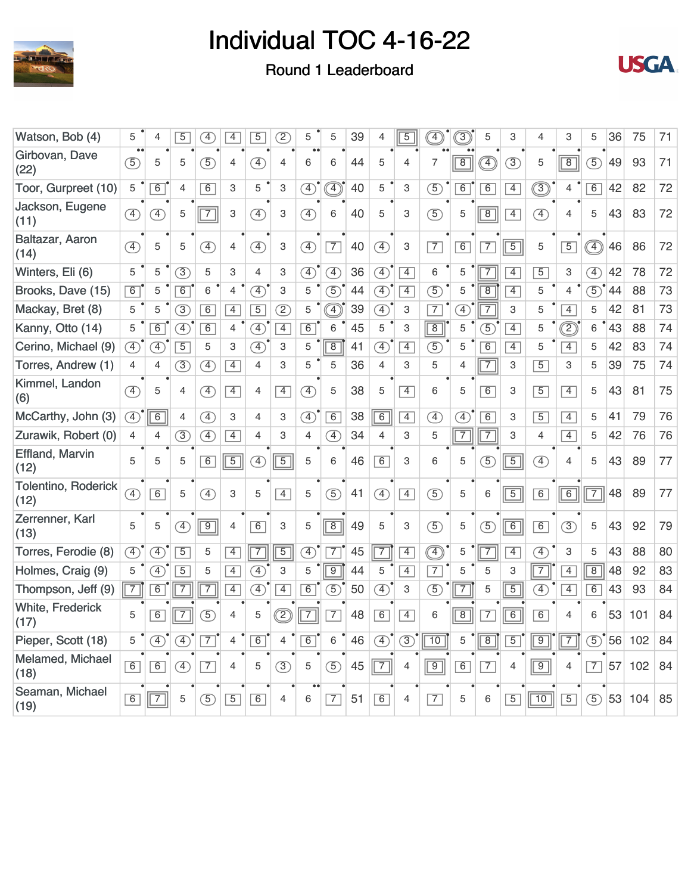# Individual TOC 4-16-22

## Round 1 Leaderboard

| | | | | | | | | | | | | | | | | | | | | | | |
|---|---|---|---|---|---|---|---|---|---|---|---|---|---|---|---|---|---|---|---|---|---|---|
| Watson, Bob (4) | 5 | 4 | 5 | 4 | 4 | 5 | 2 | 5 | 5 | 39 | 4 | 5 | 4 | 3 | 5 | 3 | 4 | 3 | 5 | 36 | 75 | 71 |
| Girbovan, Dave (22) | 5 | 5 | 5 | 5 | 4 | 4 | 4 | 6 | 6 | 44 | 5 | 4 | 7 | 8 | 4 | 3 | 5 | 8 | 5 | 49 | 93 | 71 |
| Toor, Gurpreet (10) | 5 | 6 | 4 | 6 | 3 | 5 | 3 | 4 | 4 | 40 | 5 | 3 | 5 | 6 | 6 | 4 | 3 | 4 | 6 | 42 | 82 | 72 |
| Jackson, Eugene (11) | 4 | 4 | 5 | 7 | 3 | 4 | 3 | 4 | 6 | 40 | 5 | 3 | 5 | 5 | 8 | 4 | 4 | 4 | 5 | 43 | 83 | 72 |
| Baltazar, Aaron (14) | 4 | 5 | 5 | 4 | 4 | 4 | 3 | 4 | 7 | 40 | 4 | 3 | 7 | 6 | 7 | 5 | 5 | 5 | 4 | 46 | 86 | 72 |
| Winters, Eli (6) | 5 | 5 | 3 | 5 | 3 | 4 | 3 | 4 | 4 | 36 | 4 | 4 | 6 | 5 | 7 | 4 | 5 | 3 | 4 | 42 | 78 | 72 |
| Brooks, Dave (15) | 6 | 5 | 6 | 6 | 4 | 4 | 3 | 5 | 5 | 44 | 4 | 4 | 5 | 5 | 8 | 4 | 5 | 4 | 5 | 44 | 88 | 73 |
| Mackay, Bret (8) | 5 | 5 | 3 | 6 | 4 | 5 | 2 | 5 | 4 | 39 | 4 | 3 | 7 | 4 | 7 | 3 | 5 | 4 | 5 | 42 | 81 | 73 |
| Kanny, Otto (14) | 5 | 6 | 4 | 6 | 4 | 4 | 4 | 6 | 6 | 45 | 5 | 3 | 8 | 5 | 5 | 4 | 5 | 2 | 6 | 43 | 88 | 74 |
| Cerino, Michael (9) | 4 | 4 | 5 | 5 | 3 | 4 | 3 | 5 | 8 | 41 | 4 | 4 | 5 | 5 | 6 | 4 | 5 | 4 | 5 | 42 | 83 | 74 |
| Torres, Andrew (1) | 4 | 4 | 3 | 4 | 4 | 4 | 3 | 5 | 5 | 36 | 4 | 3 | 5 | 4 | 7 | 3 | 5 | 3 | 5 | 39 | 75 | 74 |
| Kimmel, Landon (6) | 4 | 5 | 4 | 4 | 4 | 4 | 4 | 4 | 5 | 38 | 5 | 4 | 6 | 5 | 6 | 3 | 5 | 4 | 5 | 43 | 81 | 75 |
| McCarthy, John (3) | 4 | 6 | 4 | 4 | 3 | 4 | 3 | 4 | 6 | 38 | 6 | 4 | 4 | 4 | 6 | 3 | 5 | 4 | 5 | 41 | 79 | 76 |
| Zurawik, Robert (0) | 4 | 4 | 3 | 4 | 4 | 4 | 3 | 4 | 4 | 34 | 4 | 3 | 5 | 7 | 7 | 3 | 4 | 4 | 5 | 42 | 76 | 76 |
| Effland, Marvin (12) | 5 | 5 | 5 | 6 | 5 | 4 | 5 | 5 | 6 | 46 | 6 | 3 | 6 | 5 | 5 | 5 | 4 | 4 | 5 | 43 | 89 | 77 |
| Tolentino, Roderick (12) | 4 | 6 | 5 | 4 | 3 | 5 | 4 | 5 | 5 | 41 | 4 | 4 | 5 | 5 | 6 | 5 | 6 | 6 | 7 | 48 | 89 | 77 |
| Zerrenner, Karl (13) | 5 | 5 | 4 | 9 | 4 | 6 | 3 | 5 | 8 | 49 | 5 | 3 | 5 | 5 | 5 | 6 | 6 | 3 | 5 | 43 | 92 | 79 |
| Torres, Ferodie (8) | 4 | 4 | 5 | 5 | 4 | 7 | 5 | 4 | 7 | 45 | 7 | 4 | 4 | 5 | 7 | 4 | 4 | 3 | 5 | 43 | 88 | 80 |
| Holmes, Craig (9) | 5 | 4 | 5 | 5 | 4 | 4 | 3 | 5 | 9 | 44 | 5 | 4 | 7 | 5 | 5 | 3 | 7 | 4 | 8 | 48 | 92 | 83 |
| Thompson, Jeff (9) | 7 | 6 | 7 | 7 | 4 | 4 | 4 | 6 | 5 | 50 | 4 | 3 | 5 | 7 | 5 | 5 | 4 | 4 | 6 | 43 | 93 | 84 |
| White, Frederick (17) | 5 | 6 | 7 | 5 | 4 | 5 | 2 | 7 | 7 | 48 | 6 | 4 | 6 | 8 | 7 | 6 | 6 | 4 | 6 | 53 | 101 | 84 |
| Pieper, Scott (18) | 5 | 4 | 4 | 7 | 4 | 6 | 4 | 6 | 6 | 46 | 4 | 3 | 10 | 5 | 8 | 5 | 9 | 7 | 5 | 56 | 102 | 84 |
| Melamed, Michael (18) | 6 | 6 | 4 | 7 | 4 | 5 | 3 | 5 | 5 | 45 | 7 | 4 | 9 | 6 | 7 | 4 | 9 | 4 | 7 | 57 | 102 | 84 |
| Seaman, Michael (19) | 6 | 7 | 5 | 5 | 5 | 6 | 4 | 6 | 7 | 51 | 6 | 4 | 7 | 5 | 6 | 5 | 10 | 5 | 5 | 53 | 104 | 85 |